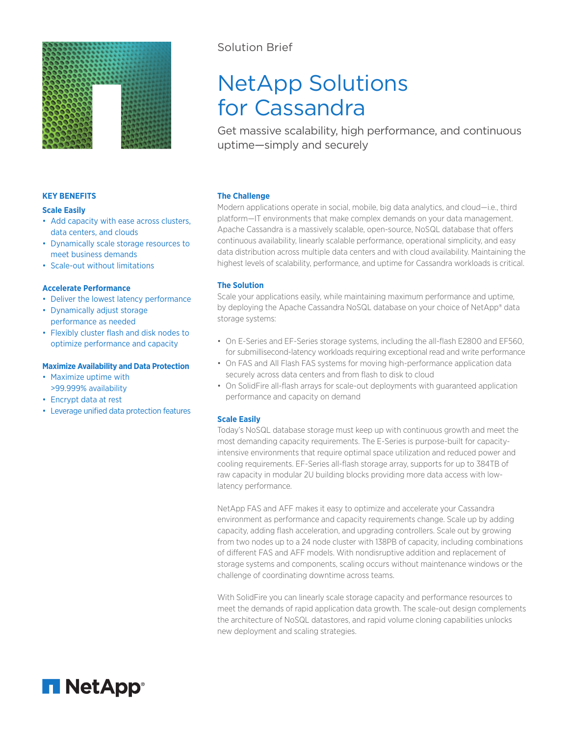Solution Brief

# NetApp Solutions for Cassandra

Get massive scalability, high performance, and continuous uptime—simply and securely

## KEY BENEFITS

### Scale Easily

- Add capacity with ease across clusters, data centers, and clouds
- Dynamically scale storage resources to meet business demands
- Scale-out without limitations

### Accelerate Performance

- Deliver the lowest latency performance
- Dynamically adjust storage performance as needed
- Flexibly cluster flash and disk nodes to optimize performance and capacity

### Maximize Availability and Data Protection

- Maximize uptime with >99.999% availability
- Encrypt data at rest
- Leverage unified data protection features

## The Challenge

Modern applications operate in social, mobile, big data analytics, and cloud—i.e., third platform—IT environments that make complex demands on your data management. Apache Cassandra is a massively scalable, open-source, NoSQL database that offers continuous availability, linearly scalable performance, operational simplicity, and easy data distribution across multiple data centers and with cloud availability. Maintaining the highest levels of scalability, performance, and uptime for Cassandra workloads is critical.

## The Solution

Scale your applications easily, while maintaining maximum performance and uptime, by deploying the Apache Cassandra NoSQL database on your choice of NetApp® data storage systems:

- On E-Series and EF-Series storage systems, including the all-flash E2800 and EF560, for submillisecond-latency workloads requiring exceptional read and write performance
- On FAS and All Flash FAS systems for moving high-performance application data securely across data centers and from flash to disk to cloud
- On SolidFire all-flash arrays for scale-out deployments with guaranteed application performance and capacity on demand

## Scale Easily

Today's NoSQL database storage must keep up with continuous growth and meet the most demanding capacity requirements. The E-Series is purpose-built for capacity-intensive environments that require optimal space utilization and reduced power and cooling requirements. EF-Series all-flash storage array, supports for up to 384TB of raw capacity in modular 2U building blocks providing more data access with low-latency performance.

NetApp FAS and AFF makes it easy to optimize and accelerate your Cassandra environment as performance and capacity requirements change. Scale up by adding capacity, adding flash acceleration, and upgrading controllers. Scale out by growing from two nodes up to a 24 node cluster with 138PB of capacity, including combinations of different FAS and AFF models. With nondisruptive addition and replacement of storage systems and components, scaling occurs without maintenance windows or the challenge of coordinating downtime across teams.

With SolidFire you can linearly scale storage capacity and performance resources to meet the demands of rapid application data growth. The scale-out design complements the architecture of NoSQL datastores, and rapid volume cloning capabilities unlocks new deployment and scaling strategies.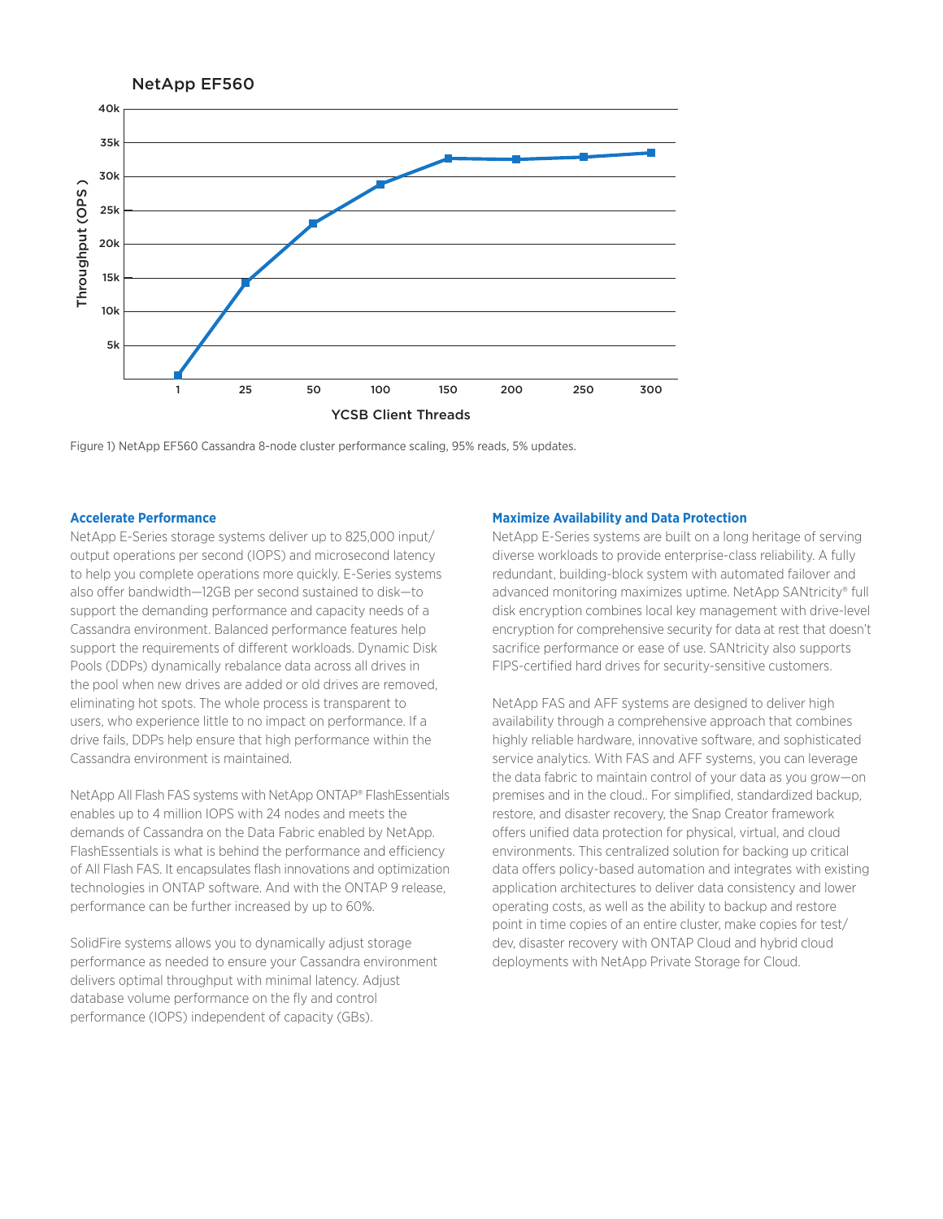NetApp EF560

Figure 1) NetApp EF560 Cassandra 8-node cluster performance scaling, 95% reads, 5% updates.

### Accelerate Performance

NetApp E-Series storage systems deliver up to 825,000 input/output operations per second (IOPS) and microsecond latency to help you complete operations more quickly. E-Series systems also offer bandwidth—12GB per second sustained to disk—to support the demanding performance and capacity needs of a Cassandra environment. Balanced performance features help support the requirements of different workloads. Dynamic Disk Pools (DDPs) dynamically rebalance data across all drives in the pool when new drives are added or old drives are removed, eliminating hot spots. The whole process is transparent to users, who experience little to no impact on performance. If a drive fails, DDPs help ensure that high performance within the Cassandra environment is maintained.

NetApp All Flash FAS systems with NetApp ONTAP® FlashEssentials enables up to 4 million IOPS with 24 nodes and meets the demands of Cassandra on the Data Fabric enabled by NetApp. FlashEssentials is what is behind the performance and efficiency of All Flash FAS. It encapsulates flash innovations and optimization technologies in ONTAP software. And with the ONTAP 9 release, performance can be further increased by up to 60%.

SolidFire systems allows you to dynamically adjust storage performance as needed to ensure your Cassandra environment delivers optimal throughput with minimal latency. Adjust database volume performance on the fly and control performance (IOPS) independent of capacity (GBs).

### Maximize Availability and Data Protection

NetApp E-Series systems are built on a long heritage of serving diverse workloads to provide enterprise-class reliability. A fully redundant, building-block system with automated failover and advanced monitoring maximizes uptime. NetApp SANtricity® full disk encryption combines local key management with drive-level encryption for comprehensive security for data at rest that doesn't sacrifice performance or ease of use. SANtricity also supports FIPS-certified hard drives for security-sensitive customers.

NetApp FAS and AFF systems are designed to deliver high availability through a comprehensive approach that combines highly reliable hardware, innovative software, and sophisticated service analytics. With FAS and AFF systems, you can leverage the data fabric to maintain control of your data as you grow—on premises and in the cloud.. For simplified, standardized backup, restore, and disaster recovery, the Snap Creator framework offers unified data protection for physical, virtual, and cloud environments. This centralized solution for backing up critical data offers policy-based automation and integrates with existing application architectures to deliver data consistency and lower operating costs, as well as the ability to backup and restore point in time copies of an entire cluster, make copies for test/dev, disaster recovery with ONTAP Cloud and hybrid cloud deployments with NetApp Private Storage for Cloud.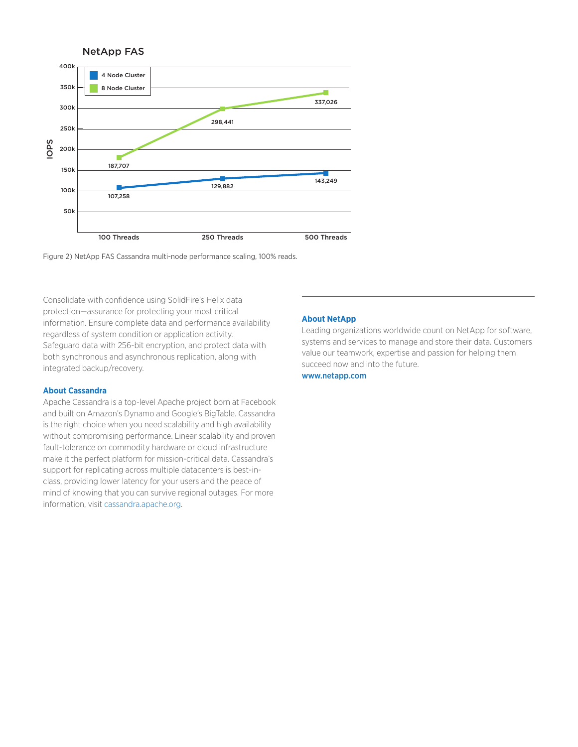## NetApp FAS

| | 100 Threads | 250 Threads | 500 Threads |
|---|---|---|---|
| 4 Node Cluster | 107,258 | 129,882 | 143,249 |
| 8 Node Cluster | 187,707 | 298,441 | 337,026 |

Figure 2) NetApp FAS Cassandra multi-node performance scaling, 100% reads.

Consolidate with confidence using SolidFire's Helix data protection—assurance for protecting your most critical information. Ensure complete data and performance availability regardless of system condition or application activity. Safeguard data with 256-bit encryption, and protect data with both synchronous and asynchronous replication, along with integrated backup/recovery.

### About Cassandra

Apache Cassandra is a top-level Apache project born at Facebook and built on Amazon's Dynamo and Google's BigTable. Cassandra is the right choice when you need scalability and high availability without compromising performance. Linear scalability and proven fault-tolerance on commodity hardware or cloud infrastructure make it the perfect platform for mission-critical data. Cassandra's support for replicating across multiple datacenters is best-in-class, providing lower latency for your users and the peace of mind of knowing that you can survive regional outages. For more information, visit cassandra.apache.org.

---

### About NetApp

Leading organizations worldwide count on NetApp for software, systems and services to manage and store their data. Customers value our teamwork, expertise and passion for helping them succeed now and into the future.

**www.netapp.com**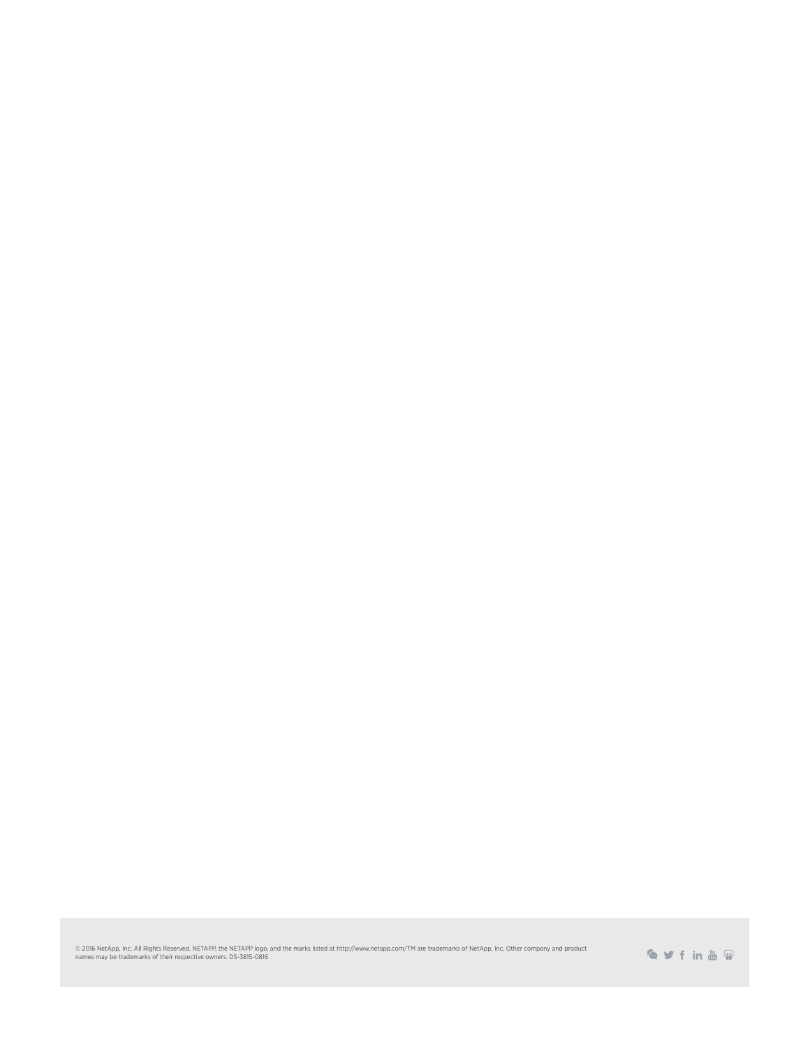© 2016 NetApp, Inc. All Rights Reserved. NETAPP, the NETAPP logo, and the marks listed at http://www.netapp.com/TM are trademarks of NetApp, Inc. Other company and product names may be trademarks of their respective owners. DS-3815-0816